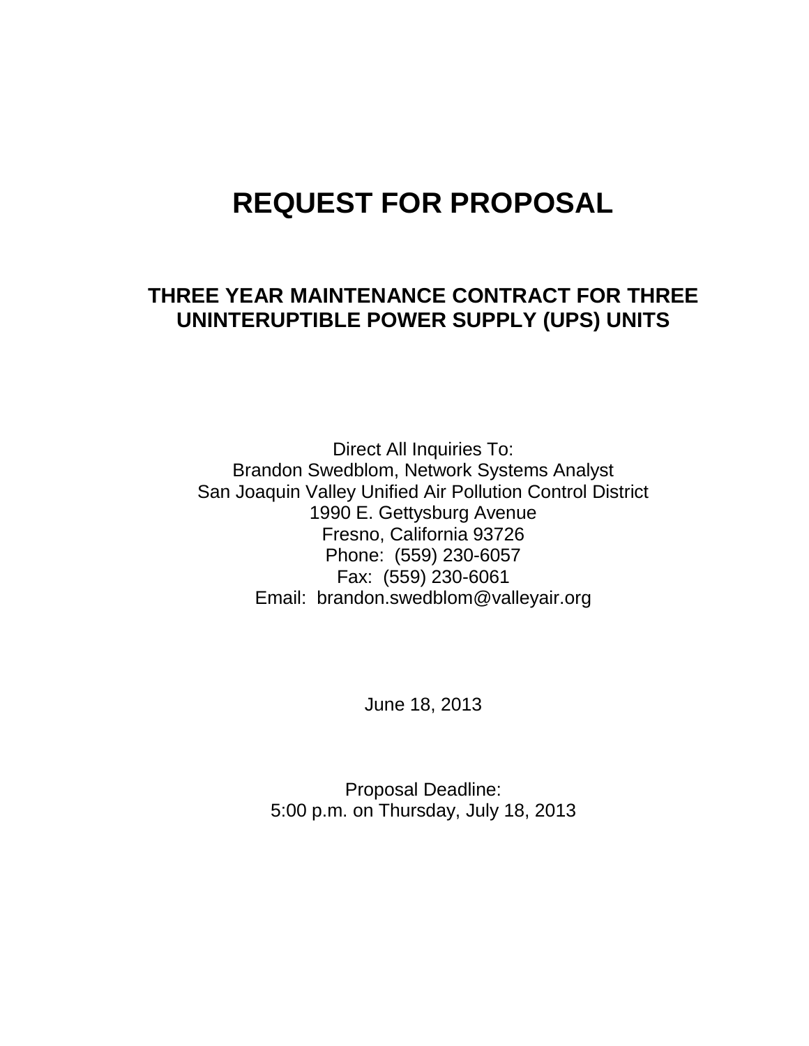# REQUEST FOR PROPOSAL

## THREE YEAR MAINTENANCE CONTRACT FOR THREE UNINTERUPTIBLE POWER SUPPLY (UPS) UNITS

Direct All Inquiries To:
Brandon Swedblom, Network Systems Analyst
San Joaquin Valley Unified Air Pollution Control District
1990 E. Gettysburg Avenue
Fresno, California 93726
Phone: (559) 230-6057
Fax: (559) 230-6061
Email: brandon.swedblom@valleyair.org

June 18, 2013

Proposal Deadline:
5:00 p.m. on Thursday, July 18, 2013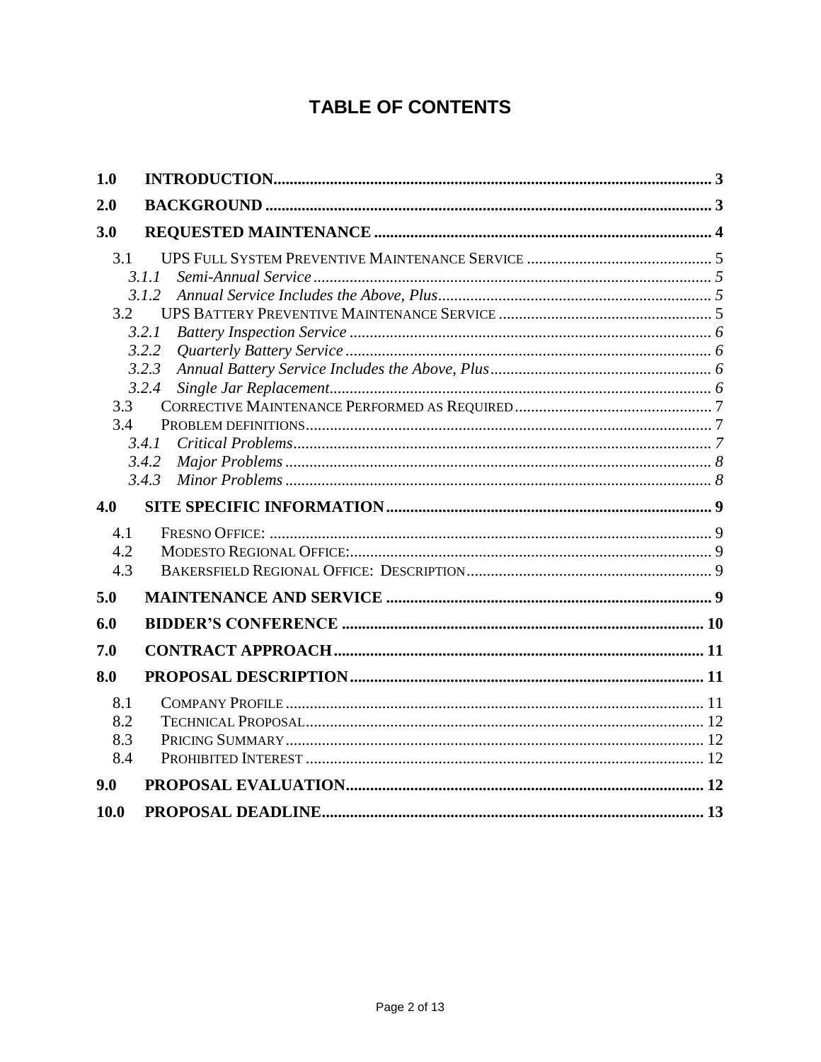# TABLE OF CONTENTS

**1.0 INTRODUCTION** ........ 3

**2.0 BACKGROUND** ........ 3

**3.0 REQUESTED MAINTENANCE** ........ 4

- 3.1 UPS FULL SYSTEM PREVENTIVE MAINTENANCE SERVICE ........ 5
  - *3.1.1 Semi-Annual Service* ........ 5
  - *3.1.2 Annual Service Includes the Above, Plus* ........ 5
- 3.2 UPS BATTERY PREVENTIVE MAINTENANCE SERVICE ........ 5
  - *3.2.1 Battery Inspection Service* ........ 6
  - *3.2.2 Quarterly Battery Service* ........ 6
  - *3.2.3 Annual Battery Service Includes the Above, Plus* ........ 6
  - *3.2.4 Single Jar Replacement* ........ 6
- 3.3 CORRECTIVE MAINTENANCE PERFORMED AS REQUIRED ........ 7
- 3.4 PROBLEM DEFINITIONS ........ 7
  - *3.4.1 Critical Problems* ........ 7
  - *3.4.2 Major Problems* ........ 8
  - *3.4.3 Minor Problems* ........ 8

**4.0 SITE SPECIFIC INFORMATION** ........ 9

- 4.1 FRESNO OFFICE: ........ 9
- 4.2 MODESTO REGIONAL OFFICE: ........ 9
- 4.3 BAKERSFIELD REGIONAL OFFICE: DESCRIPTION ........ 9

**5.0 MAINTENANCE AND SERVICE** ........ 9

**6.0 BIDDER'S CONFERENCE** ........ 10

**7.0 CONTRACT APPROACH** ........ 11

**8.0 PROPOSAL DESCRIPTION** ........ 11

- 8.1 COMPANY PROFILE ........ 11
- 8.2 TECHNICAL PROPOSAL ........ 12
- 8.3 PRICING SUMMARY ........ 12
- 8.4 PROHIBITED INTEREST ........ 12

**9.0 PROPOSAL EVALUATION** ........ 12

**10.0 PROPOSAL DEADLINE** ........ 13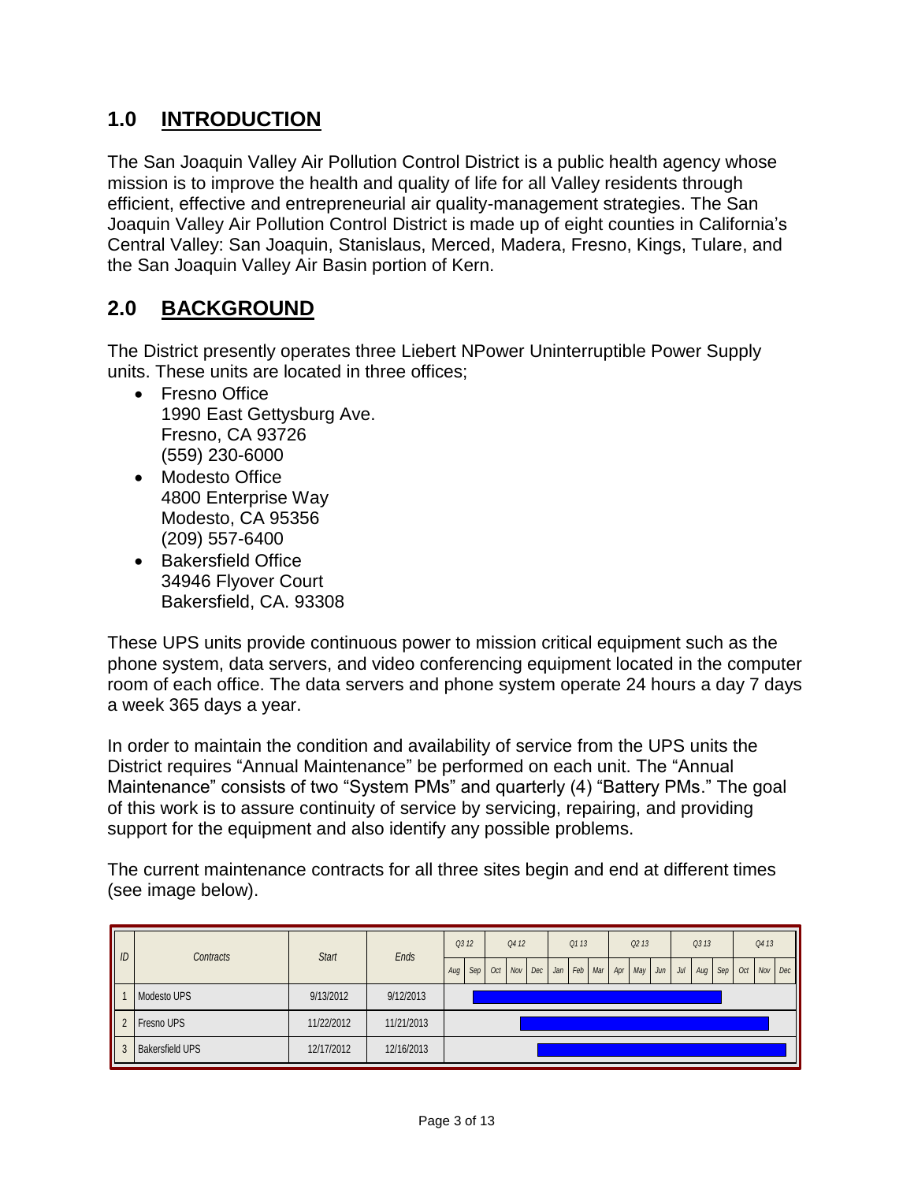## 1.0 INTRODUCTION

The San Joaquin Valley Air Pollution Control District is a public health agency whose mission is to improve the health and quality of life for all Valley residents through efficient, effective and entrepreneurial air quality-management strategies. The San Joaquin Valley Air Pollution Control District is made up of eight counties in California's Central Valley: San Joaquin, Stanislaus, Merced, Madera, Fresno, Kings, Tulare, and the San Joaquin Valley Air Basin portion of Kern.

## 2.0 BACKGROUND

The District presently operates three Liebert NPower Uninterruptible Power Supply units. These units are located in three offices;

- Fresno Office
  1990 East Gettysburg Ave.
  Fresno, CA 93726
  (559) 230-6000
- Modesto Office
  4800 Enterprise Way
  Modesto, CA 95356
  (209) 557-6400
- Bakersfield Office
  34946 Flyover Court
  Bakersfield, CA. 93308

These UPS units provide continuous power to mission critical equipment such as the phone system, data servers, and video conferencing equipment located in the computer room of each office. The data servers and phone system operate 24 hours a day 7 days a week 365 days a year.

In order to maintain the condition and availability of service from the UPS units the District requires "Annual Maintenance" be performed on each unit. The "Annual Maintenance" consists of two "System PMs" and quarterly (4) "Battery PMs." The goal of this work is to assure continuity of service by servicing, repairing, and providing support for the equipment and also identify any possible problems.

The current maintenance contracts for all three sites begin and end at different times (see image below).

| ID | Contracts | Start | Ends | Q3 12 | | Q4 12 | | | Q1 13 | | | Q2 13 | | | Q3 13 | | | Q4 13 | | |
|---|---|---|---|---|---|---|---|---|---|---|---|---|---|---|---|---|---|---|---|---|
| | | | | Aug | Sep | Oct | Nov | Dec | Jan | Feb | Mar | Apr | May | Jun | Jul | Aug | Sep | Oct | Nov | Dec |
| 1 | Modesto UPS | 9/13/2012 | 9/12/2013 | | | | | | | | | | | | | | | | | |
| 2 | Fresno UPS | 11/22/2012 | 11/21/2013 | | | | | | | | | | | | | | | | | |
| 3 | Bakersfield UPS | 12/17/2012 | 12/16/2013 | | | | | | | | | | | | | | | | | |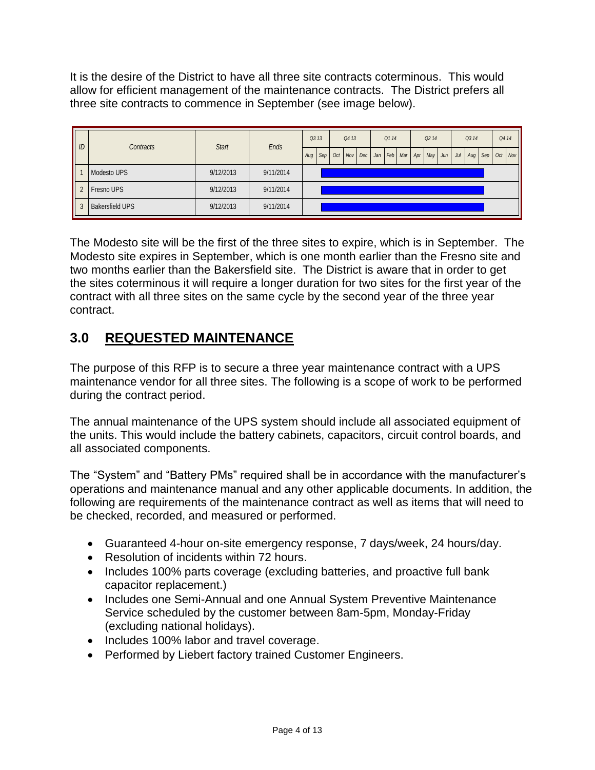It is the desire of the District to have all three site contracts coterminous. This would allow for efficient management of the maintenance contracts. The District prefers all three site contracts to commence in September (see image below).

| ID | Contracts | Start | Ends |
|---|---|---|---|
| 1 | Modesto UPS | 9/12/2013 | 9/11/2014 |
| 2 | Fresno UPS | 9/12/2013 | 9/11/2014 |
| 3 | Bakersfield UPS | 9/12/2013 | 9/11/2014 |

The Modesto site will be the first of the three sites to expire, which is in September. The Modesto site expires in September, which is one month earlier than the Fresno site and two months earlier than the Bakersfield site. The District is aware that in order to get the sites coterminous it will require a longer duration for two sites for the first year of the contract with all three sites on the same cycle by the second year of the three year contract.

## 3.0 REQUESTED MAINTENANCE

The purpose of this RFP is to secure a three year maintenance contract with a UPS maintenance vendor for all three sites. The following is a scope of work to be performed during the contract period.

The annual maintenance of the UPS system should include all associated equipment of the units. This would include the battery cabinets, capacitors, circuit control boards, and all associated components.

The "System" and "Battery PMs" required shall be in accordance with the manufacturer's operations and maintenance manual and any other applicable documents. In addition, the following are requirements of the maintenance contract as well as items that will need to be checked, recorded, and measured or performed.

- Guaranteed 4-hour on-site emergency response, 7 days/week, 24 hours/day.
- Resolution of incidents within 72 hours.
- Includes 100% parts coverage (excluding batteries, and proactive full bank capacitor replacement.)
- Includes one Semi-Annual and one Annual System Preventive Maintenance Service scheduled by the customer between 8am-5pm, Monday-Friday (excluding national holidays).
- Includes 100% labor and travel coverage.
- Performed by Liebert factory trained Customer Engineers.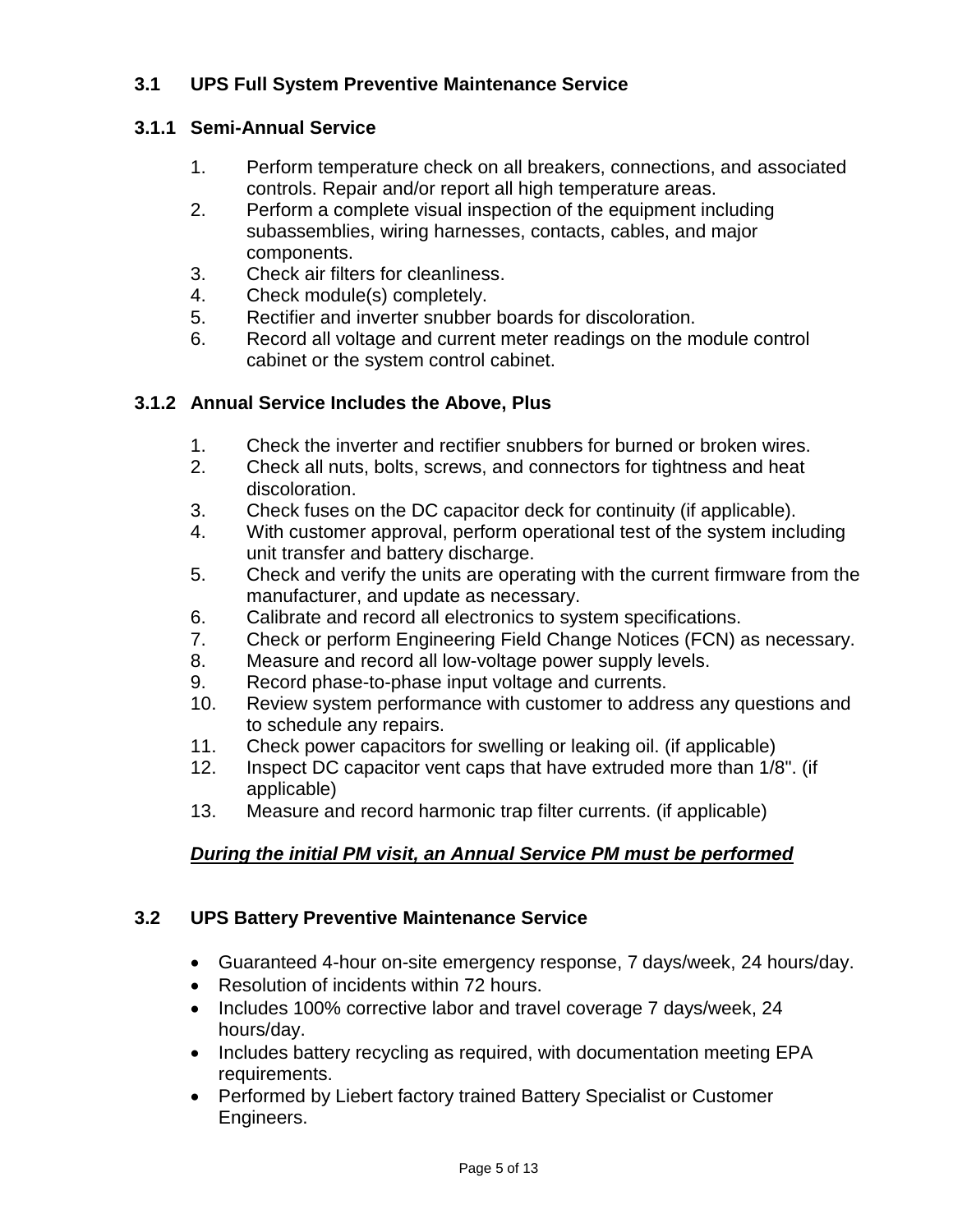## 3.1 UPS Full System Preventive Maintenance Service

### 3.1.1 Semi-Annual Service

1. Perform temperature check on all breakers, connections, and associated controls. Repair and/or report all high temperature areas.
2. Perform a complete visual inspection of the equipment including subassemblies, wiring harnesses, contacts, cables, and major components.
3. Check air filters for cleanliness.
4. Check module(s) completely.
5. Rectifier and inverter snubber boards for discoloration.
6. Record all voltage and current meter readings on the module control cabinet or the system control cabinet.

### 3.1.2 Annual Service Includes the Above, Plus

1. Check the inverter and rectifier snubbers for burned or broken wires.
2. Check all nuts, bolts, screws, and connectors for tightness and heat discoloration.
3. Check fuses on the DC capacitor deck for continuity (if applicable).
4. With customer approval, perform operational test of the system including unit transfer and battery discharge.
5. Check and verify the units are operating with the current firmware from the manufacturer, and update as necessary.
6. Calibrate and record all electronics to system specifications.
7. Check or perform Engineering Field Change Notices (FCN) as necessary.
8. Measure and record all low-voltage power supply levels.
9. Record phase-to-phase input voltage and currents.
10. Review system performance with customer to address any questions and to schedule any repairs.
11. Check power capacitors for swelling or leaking oil. (if applicable)
12. Inspect DC capacitor vent caps that have extruded more than 1/8". (if applicable)
13. Measure and record harmonic trap filter currents. (if applicable)

***<u>During the initial PM visit, an Annual Service PM must be performed</u>***

## 3.2 UPS Battery Preventive Maintenance Service

- Guaranteed 4-hour on-site emergency response, 7 days/week, 24 hours/day.
- Resolution of incidents within 72 hours.
- Includes 100% corrective labor and travel coverage 7 days/week, 24 hours/day.
- Includes battery recycling as required, with documentation meeting EPA requirements.
- Performed by Liebert factory trained Battery Specialist or Customer Engineers.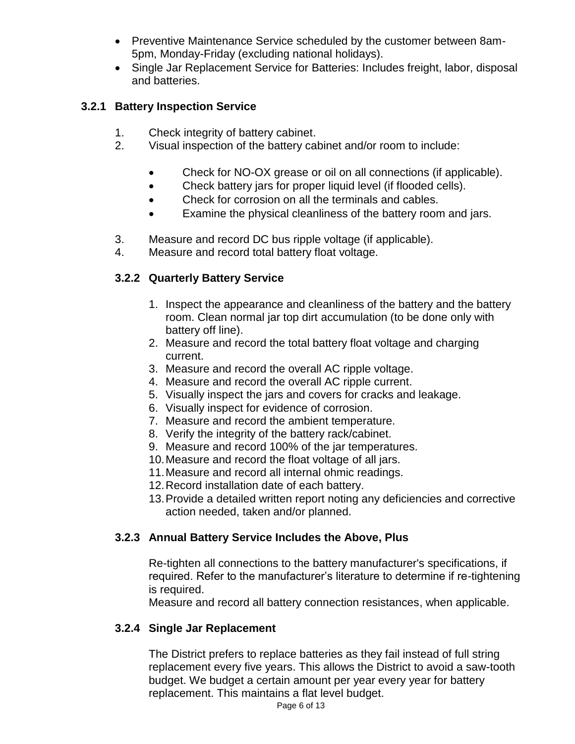- Preventive Maintenance Service scheduled by the customer between 8am-5pm, Monday-Friday (excluding national holidays).
- Single Jar Replacement Service for Batteries: Includes freight, labor, disposal and batteries.

### 3.2.1 Battery Inspection Service

1. Check integrity of battery cabinet.
2. Visual inspection of the battery cabinet and/or room to include:
   - Check for NO-OX grease or oil on all connections (if applicable).
   - Check battery jars for proper liquid level (if flooded cells).
   - Check for corrosion on all the terminals and cables.
   - Examine the physical cleanliness of the battery room and jars.
3. Measure and record DC bus ripple voltage (if applicable).
4. Measure and record total battery float voltage.

### 3.2.2 Quarterly Battery Service

1. Inspect the appearance and cleanliness of the battery and the battery room. Clean normal jar top dirt accumulation (to be done only with battery off line).
2. Measure and record the total battery float voltage and charging current.
3. Measure and record the overall AC ripple voltage.
4. Measure and record the overall AC ripple current.
5. Visually inspect the jars and covers for cracks and leakage.
6. Visually inspect for evidence of corrosion.
7. Measure and record the ambient temperature.
8. Verify the integrity of the battery rack/cabinet.
9. Measure and record 100% of the jar temperatures.
10. Measure and record the float voltage of all jars.
11. Measure and record all internal ohmic readings.
12. Record installation date of each battery.
13. Provide a detailed written report noting any deficiencies and corrective action needed, taken and/or planned.

### 3.2.3 Annual Battery Service Includes the Above, Plus

Re-tighten all connections to the battery manufacturer's specifications, if required. Refer to the manufacturer's literature to determine if re-tightening is required.
Measure and record all battery connection resistances, when applicable.

### 3.2.4 Single Jar Replacement

The District prefers to replace batteries as they fail instead of full string replacement every five years. This allows the District to avoid a saw-tooth budget. We budget a certain amount per year every year for battery replacement. This maintains a flat level budget.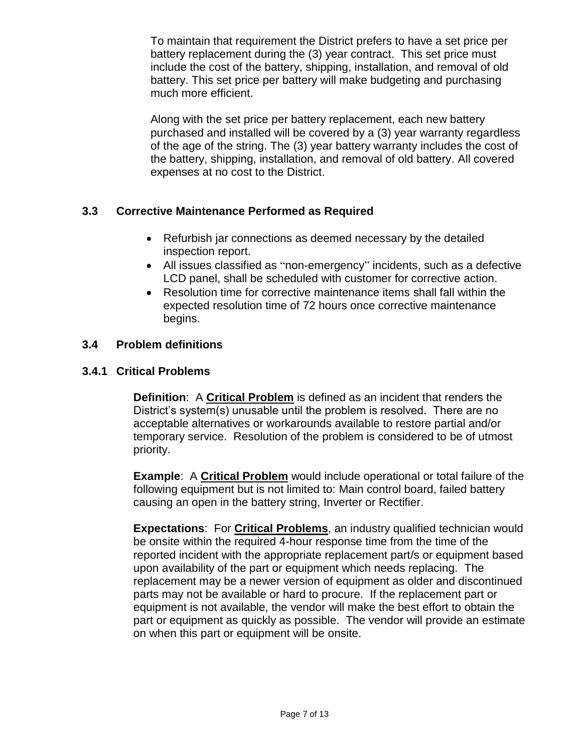To maintain that requirement the District prefers to have a set price per battery replacement during the (3) year contract. This set price must include the cost of the battery, shipping, installation, and removal of old battery. This set price per battery will make budgeting and purchasing much more efficient.

Along with the set price per battery replacement, each new battery purchased and installed will be covered by a (3) year warranty regardless of the age of the string. The (3) year battery warranty includes the cost of the battery, shipping, installation, and removal of old battery. All covered expenses at no cost to the District.

### 3.3 Corrective Maintenance Performed as Required

- Refurbish jar connections as deemed necessary by the detailed inspection report.
- All issues classified as "non-emergency" incidents, such as a defective LCD panel, shall be scheduled with customer for corrective action.
- Resolution time for corrective maintenance items shall fall within the expected resolution time of 72 hours once corrective maintenance begins.

### 3.4 Problem definitions

#### 3.4.1 Critical Problems

**Definition**: A **Critical Problem** is defined as an incident that renders the District's system(s) unusable until the problem is resolved. There are no acceptable alternatives or workarounds available to restore partial and/or temporary service. Resolution of the problem is considered to be of utmost priority.

**Example**: A **Critical Problem** would include operational or total failure of the following equipment but is not limited to: Main control board, failed battery causing an open in the battery string, Inverter or Rectifier.

**Expectations**: For **Critical Problems**, an industry qualified technician would be onsite within the required 4-hour response time from the time of the reported incident with the appropriate replacement part/s or equipment based upon availability of the part or equipment which needs replacing. The replacement may be a newer version of equipment as older and discontinued parts may not be available or hard to procure. If the replacement part or equipment is not available, the vendor will make the best effort to obtain the part or equipment as quickly as possible. The vendor will provide an estimate on when this part or equipment will be onsite.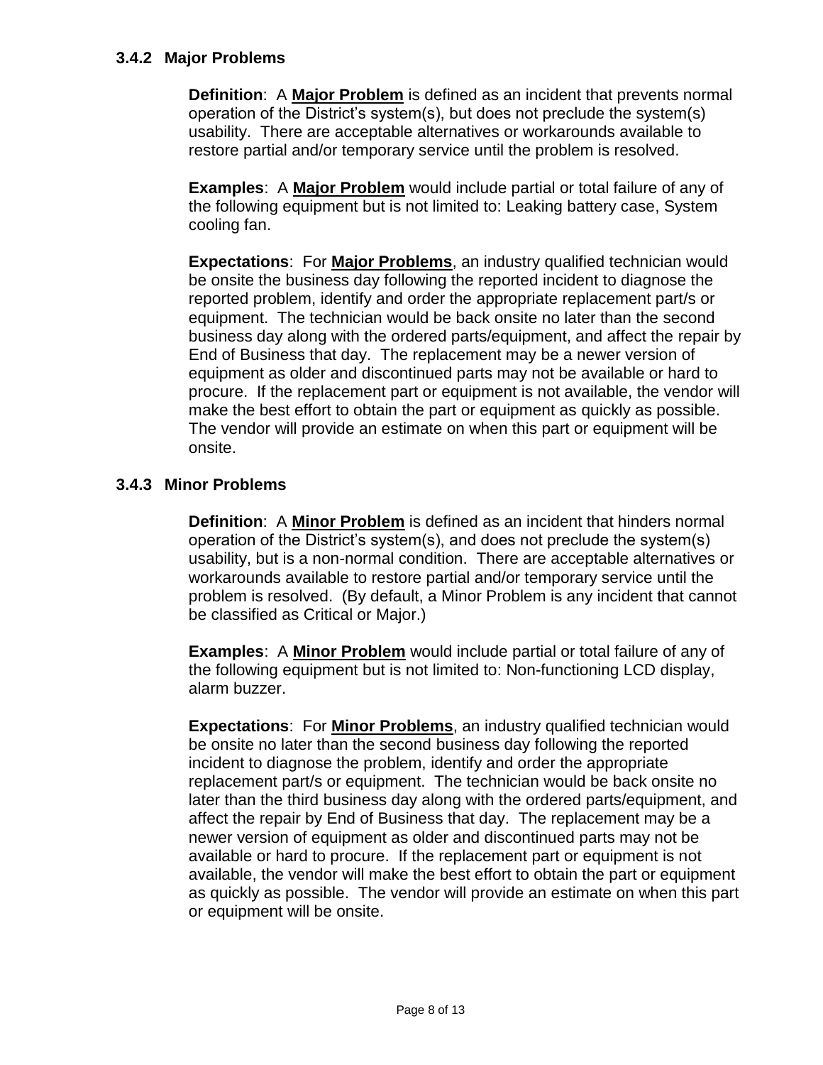### 3.4.2 Major Problems

**Definition**: A **Major Problem** is defined as an incident that prevents normal operation of the District's system(s), but does not preclude the system(s) usability. There are acceptable alternatives or workarounds available to restore partial and/or temporary service until the problem is resolved.

**Examples**: A **Major Problem** would include partial or total failure of any of the following equipment but is not limited to: Leaking battery case, System cooling fan.

**Expectations**: For **Major Problems**, an industry qualified technician would be onsite the business day following the reported incident to diagnose the reported problem, identify and order the appropriate replacement part/s or equipment. The technician would be back onsite no later than the second business day along with the ordered parts/equipment, and affect the repair by End of Business that day. The replacement may be a newer version of equipment as older and discontinued parts may not be available or hard to procure. If the replacement part or equipment is not available, the vendor will make the best effort to obtain the part or equipment as quickly as possible. The vendor will provide an estimate on when this part or equipment will be onsite.

### 3.4.3 Minor Problems

**Definition**: A **Minor Problem** is defined as an incident that hinders normal operation of the District's system(s), and does not preclude the system(s) usability, but is a non-normal condition. There are acceptable alternatives or workarounds available to restore partial and/or temporary service until the problem is resolved. (By default, a Minor Problem is any incident that cannot be classified as Critical or Major.)

**Examples**: A **Minor Problem** would include partial or total failure of any of the following equipment but is not limited to: Non-functioning LCD display, alarm buzzer.

**Expectations**: For **Minor Problems**, an industry qualified technician would be onsite no later than the second business day following the reported incident to diagnose the problem, identify and order the appropriate replacement part/s or equipment. The technician would be back onsite no later than the third business day along with the ordered parts/equipment, and affect the repair by End of Business that day. The replacement may be a newer version of equipment as older and discontinued parts may not be available or hard to procure. If the replacement part or equipment is not available, the vendor will make the best effort to obtain the part or equipment as quickly as possible. The vendor will provide an estimate on when this part or equipment will be onsite.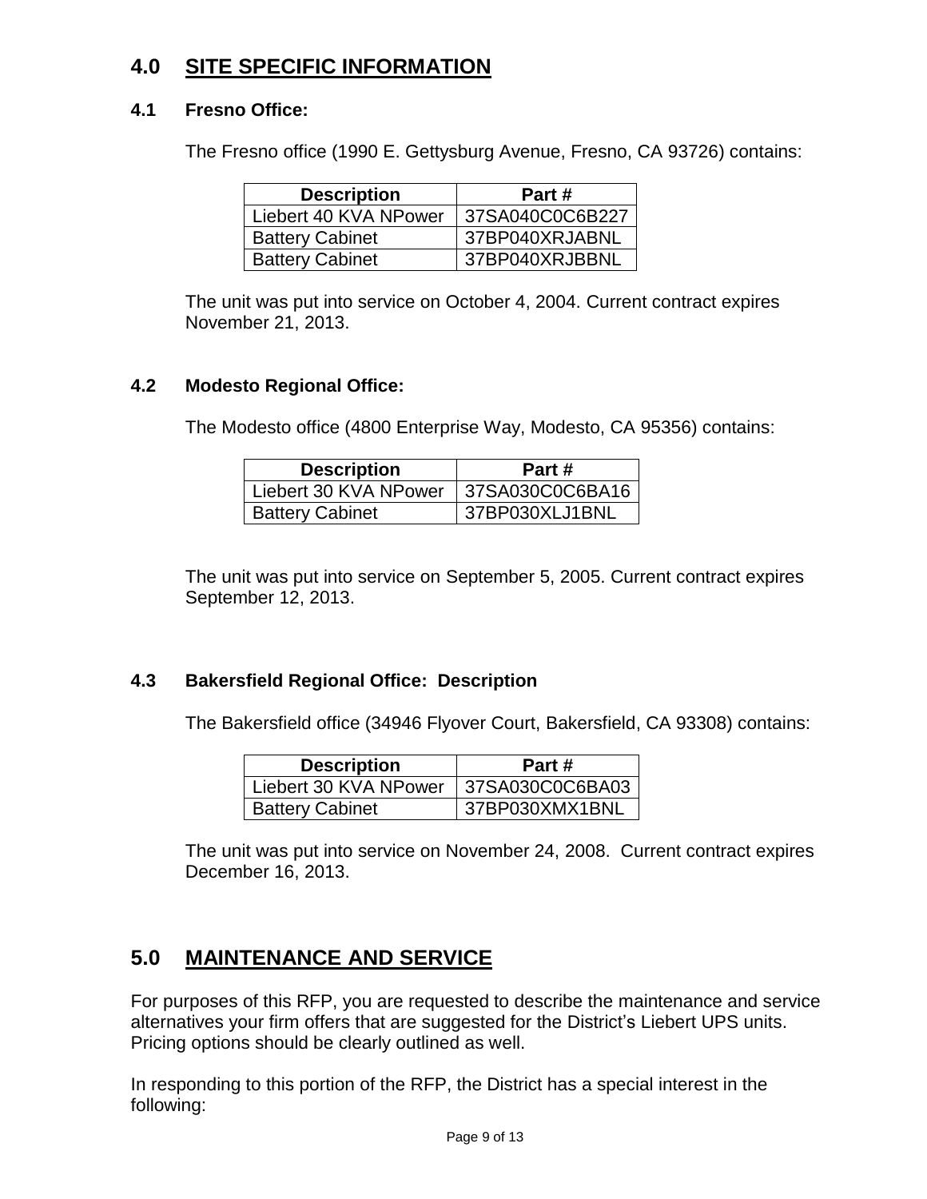## 4.0 SITE SPECIFIC INFORMATION

### 4.1 Fresno Office:

The Fresno office (1990 E. Gettysburg Avenue, Fresno, CA 93726) contains:

| Description | Part # |
|---|---|
| Liebert 40 KVA NPower | 37SA040C0C6B227 |
| Battery Cabinet | 37BP040XRJABNL |
| Battery Cabinet | 37BP040XRJBBNL |

The unit was put into service on October 4, 2004. Current contract expires November 21, 2013.

### 4.2 Modesto Regional Office:

The Modesto office (4800 Enterprise Way, Modesto, CA 95356) contains:

| Description | Part # |
|---|---|
| Liebert 30 KVA NPower | 37SA030C0C6BA16 |
| Battery Cabinet | 37BP030XLJ1BNL |

The unit was put into service on September 5, 2005. Current contract expires September 12, 2013.

### 4.3 Bakersfield Regional Office: Description

The Bakersfield office (34946 Flyover Court, Bakersfield, CA 93308) contains:

| Description | Part # |
|---|---|
| Liebert 30 KVA NPower | 37SA030C0C6BA03 |
| Battery Cabinet | 37BP030XMX1BNL |

The unit was put into service on November 24, 2008. Current contract expires December 16, 2013.

## 5.0 MAINTENANCE AND SERVICE

For purposes of this RFP, you are requested to describe the maintenance and service alternatives your firm offers that are suggested for the District's Liebert UPS units. Pricing options should be clearly outlined as well.

In responding to this portion of the RFP, the District has a special interest in the following: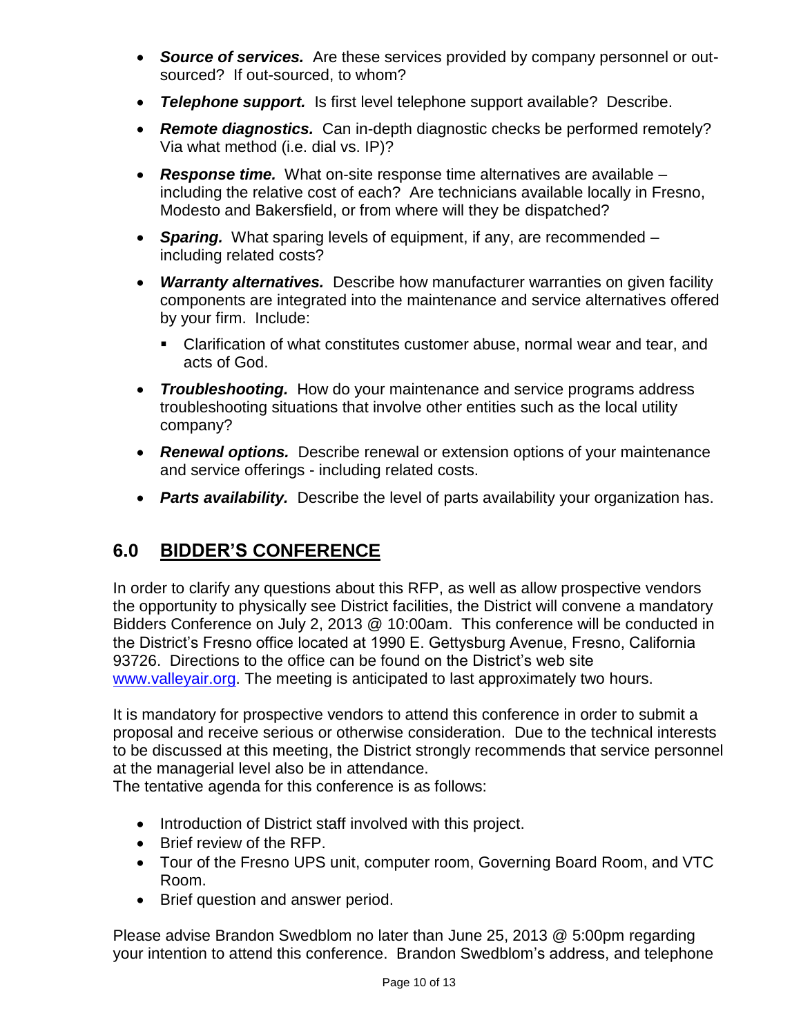- ***Source of services.*** Are these services provided by company personnel or out-sourced? If out-sourced, to whom?
- ***Telephone support.*** Is first level telephone support available? Describe.
- ***Remote diagnostics.*** Can in-depth diagnostic checks be performed remotely? Via what method (i.e. dial vs. IP)?
- ***Response time.*** What on-site response time alternatives are available – including the relative cost of each? Are technicians available locally in Fresno, Modesto and Bakersfield, or from where will they be dispatched?
- ***Sparing.*** What sparing levels of equipment, if any, are recommended – including related costs?
- ***Warranty alternatives.*** Describe how manufacturer warranties on given facility components are integrated into the maintenance and service alternatives offered by your firm. Include:
  - Clarification of what constitutes customer abuse, normal wear and tear, and acts of God.
- ***Troubleshooting.*** How do your maintenance and service programs address troubleshooting situations that involve other entities such as the local utility company?
- ***Renewal options.*** Describe renewal or extension options of your maintenance and service offerings - including related costs.
- ***Parts availability.*** Describe the level of parts availability your organization has.

## 6.0 BIDDER'S CONFERENCE

In order to clarify any questions about this RFP, as well as allow prospective vendors the opportunity to physically see District facilities, the District will convene a mandatory Bidders Conference on July 2, 2013 @ 10:00am. This conference will be conducted in the District's Fresno office located at 1990 E. Gettysburg Avenue, Fresno, California 93726. Directions to the office can be found on the District's web site www.valleyair.org. The meeting is anticipated to last approximately two hours.

It is mandatory for prospective vendors to attend this conference in order to submit a proposal and receive serious or otherwise consideration. Due to the technical interests to be discussed at this meeting, the District strongly recommends that service personnel at the managerial level also be in attendance.
The tentative agenda for this conference is as follows:

- Introduction of District staff involved with this project.
- Brief review of the RFP.
- Tour of the Fresno UPS unit, computer room, Governing Board Room, and VTC Room.
- Brief question and answer period.

Please advise Brandon Swedblom no later than June 25, 2013 @ 5:00pm regarding your intention to attend this conference. Brandon Swedblom's address, and telephone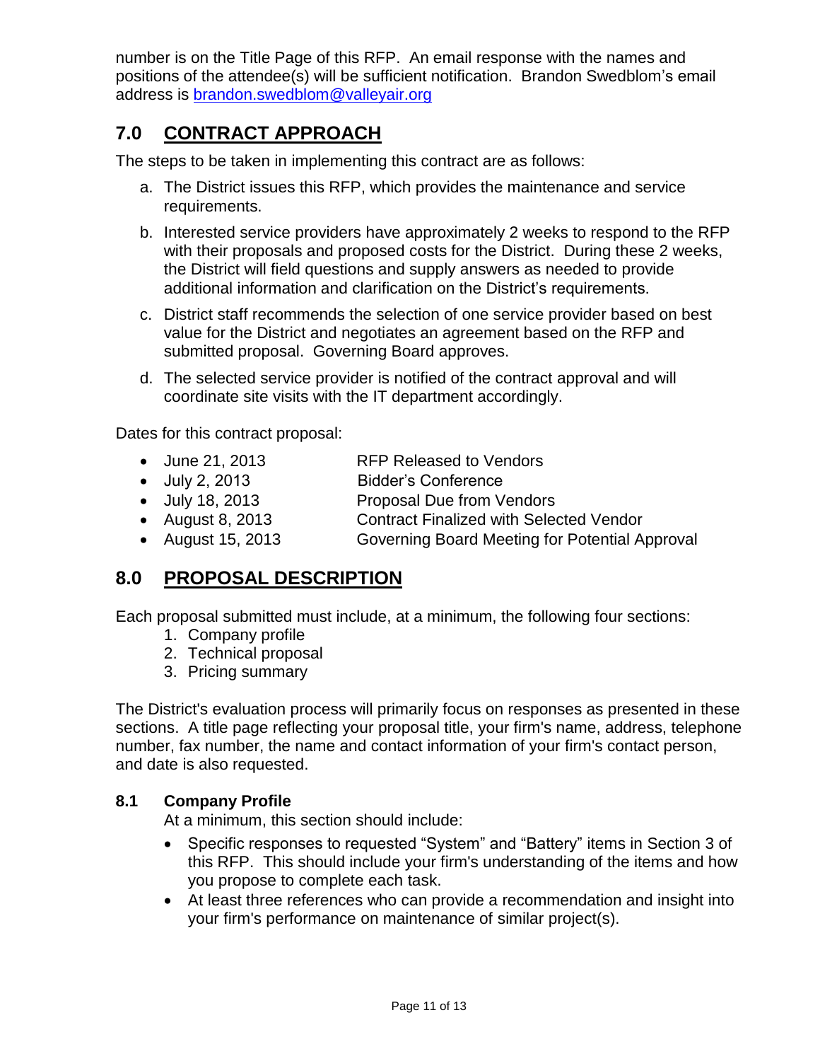number is on the Title Page of this RFP. An email response with the names and positions of the attendee(s) will be sufficient notification. Brandon Swedblom's email address is brandon.swedblom@valleyair.org

## 7.0 CONTRACT APPROACH

The steps to be taken in implementing this contract are as follows:

a. The District issues this RFP, which provides the maintenance and service requirements.
b. Interested service providers have approximately 2 weeks to respond to the RFP with their proposals and proposed costs for the District. During these 2 weeks, the District will field questions and supply answers as needed to provide additional information and clarification on the District's requirements.
c. District staff recommends the selection of one service provider based on best value for the District and negotiates an agreement based on the RFP and submitted proposal. Governing Board approves.
d. The selected service provider is notified of the contract approval and will coordinate site visits with the IT department accordingly.

Dates for this contract proposal:

- June 21, 2013 — RFP Released to Vendors
- July 2, 2013 — Bidder's Conference
- July 18, 2013 — Proposal Due from Vendors
- August 8, 2013 — Contract Finalized with Selected Vendor
- August 15, 2013 — Governing Board Meeting for Potential Approval

## 8.0 PROPOSAL DESCRIPTION

Each proposal submitted must include, at a minimum, the following four sections:

1. Company profile
2. Technical proposal
3. Pricing summary

The District's evaluation process will primarily focus on responses as presented in these sections. A title page reflecting your proposal title, your firm's name, address, telephone number, fax number, the name and contact information of your firm's contact person, and date is also requested.

### 8.1 Company Profile

At a minimum, this section should include:

- Specific responses to requested "System" and "Battery" items in Section 3 of this RFP. This should include your firm's understanding of the items and how you propose to complete each task.
- At least three references who can provide a recommendation and insight into your firm's performance on maintenance of similar project(s).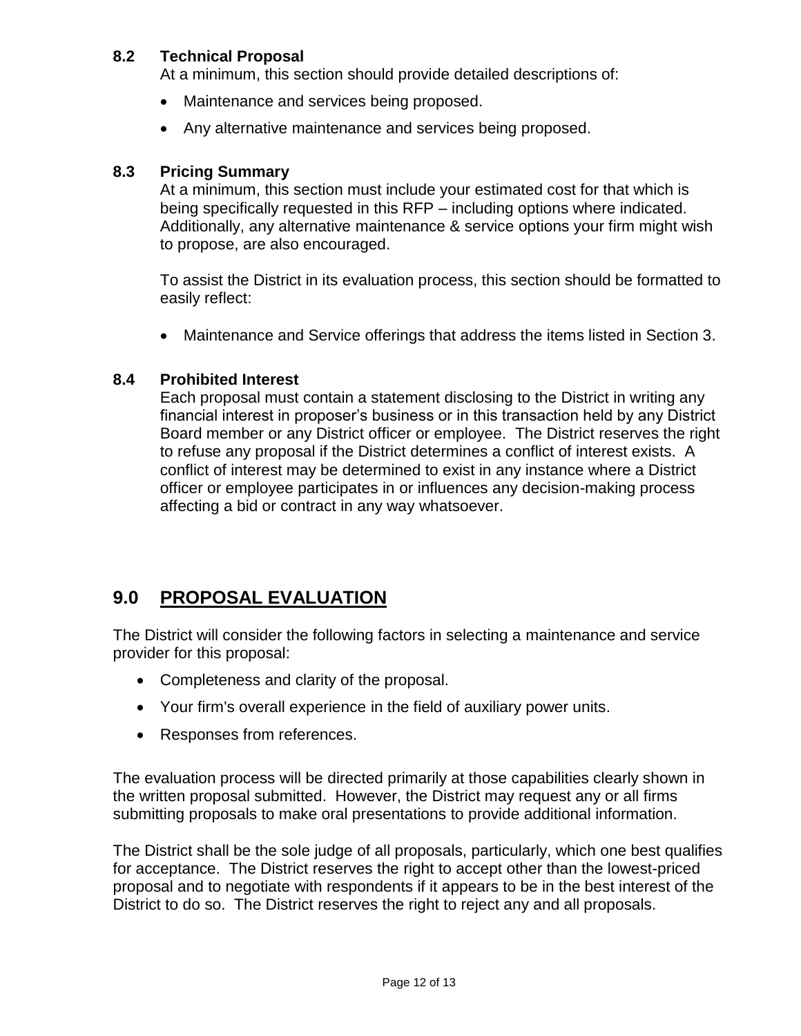### 8.2 Technical Proposal

At a minimum, this section should provide detailed descriptions of:

- Maintenance and services being proposed.
- Any alternative maintenance and services being proposed.

### 8.3 Pricing Summary

At a minimum, this section must include your estimated cost for that which is being specifically requested in this RFP – including options where indicated. Additionally, any alternative maintenance & service options your firm might wish to propose, are also encouraged.

To assist the District in its evaluation process, this section should be formatted to easily reflect:

- Maintenance and Service offerings that address the items listed in Section 3.

### 8.4 Prohibited Interest

Each proposal must contain a statement disclosing to the District in writing any financial interest in proposer's business or in this transaction held by any District Board member or any District officer or employee. The District reserves the right to refuse any proposal if the District determines a conflict of interest exists. A conflict of interest may be determined to exist in any instance where a District officer or employee participates in or influences any decision-making process affecting a bid or contract in any way whatsoever.

## 9.0 PROPOSAL EVALUATION

The District will consider the following factors in selecting a maintenance and service provider for this proposal:

- Completeness and clarity of the proposal.
- Your firm's overall experience in the field of auxiliary power units.
- Responses from references.

The evaluation process will be directed primarily at those capabilities clearly shown in the written proposal submitted. However, the District may request any or all firms submitting proposals to make oral presentations to provide additional information.

The District shall be the sole judge of all proposals, particularly, which one best qualifies for acceptance. The District reserves the right to accept other than the lowest-priced proposal and to negotiate with respondents if it appears to be in the best interest of the District to do so. The District reserves the right to reject any and all proposals.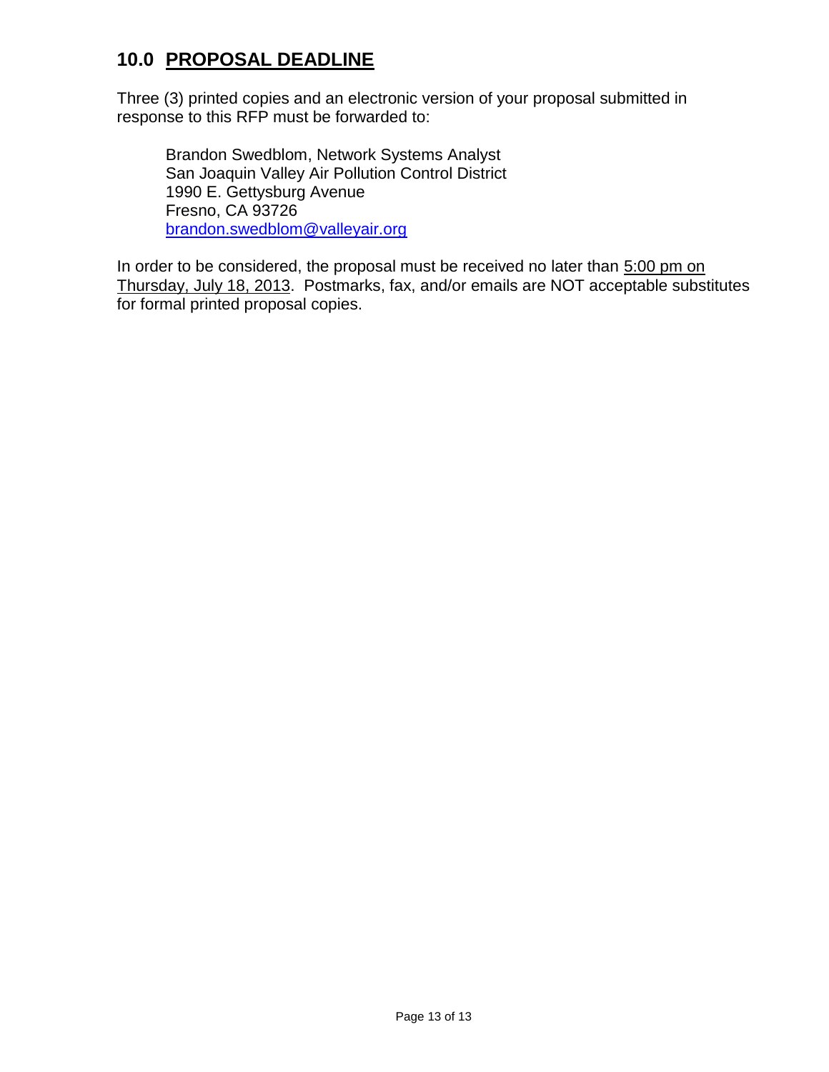## 10.0 PROPOSAL DEADLINE

Three (3) printed copies and an electronic version of your proposal submitted in response to this RFP must be forwarded to:

Brandon Swedblom, Network Systems Analyst  
San Joaquin Valley Air Pollution Control District  
1990 E. Gettysburg Avenue  
Fresno, CA 93726  
brandon.swedblom@valleyair.org

In order to be considered, the proposal must be received no later than 5:00 pm on Thursday, July 18, 2013. Postmarks, fax, and/or emails are NOT acceptable substitutes for formal printed proposal copies.